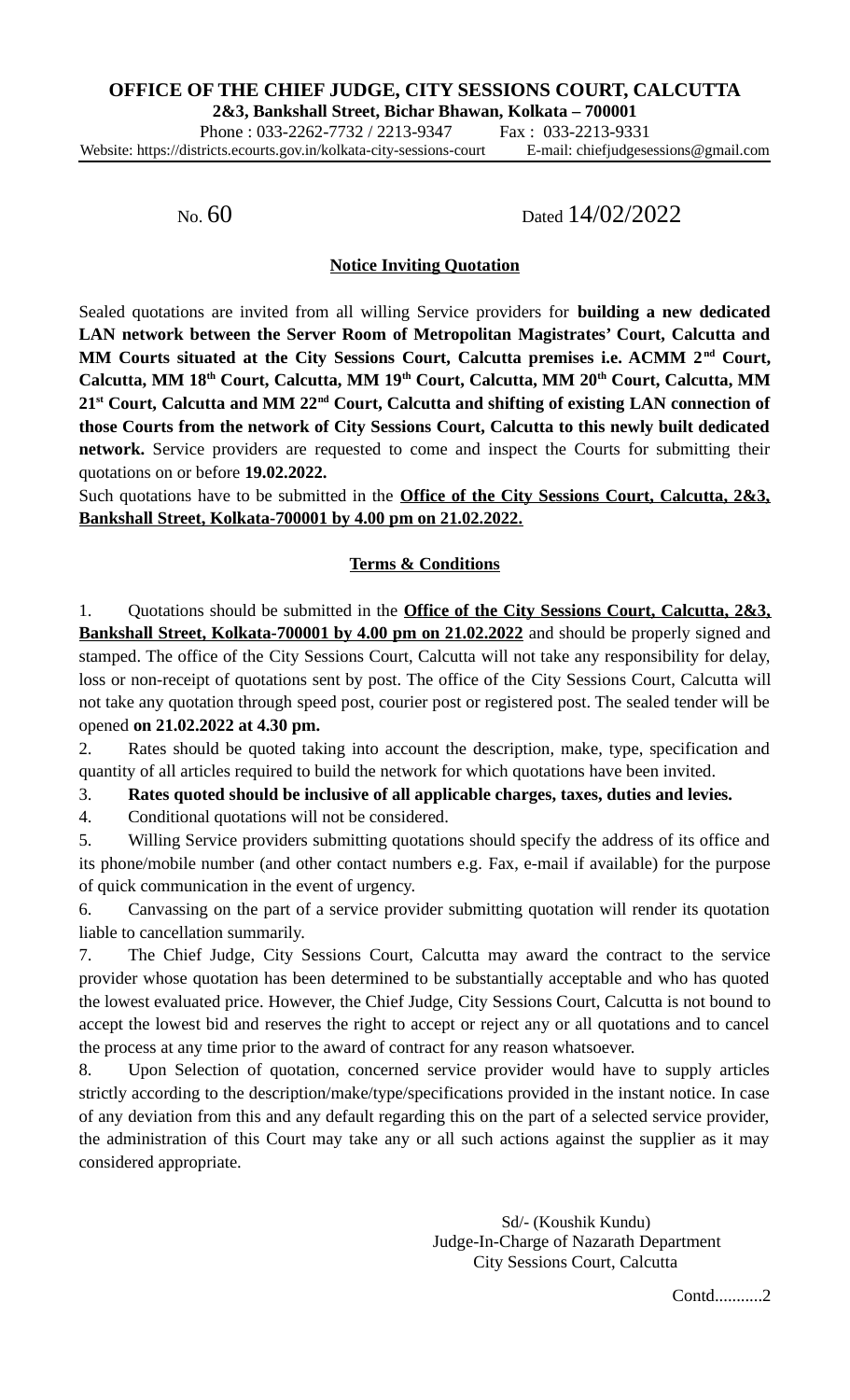**OFFICE OF THE CHIEF JUDGE, CITY SESSIONS COURT, CALCUTTA**

**2&3, Bankshall Street, Bichar Bhawan, Kolkata – 700001**

Phone : 033-2262-7732 / 2213-9347 Fax : 033-2213-9331

Website: https://districts.ecourts.gov.in/kolkata-city-sessions-court E-mail: chiefjudgesessions@gmail.com

No. 60 Dated 14/02/2022

**Notice Inviting Quotation**

Sealed quotations are invited from all willing Service providers for **building a new dedicated LAN network between the Server Room of Metropolitan Magistrates' Court, Calcutta and MM Courts situated at the City Sessions Court, Calcutta premises i.e. ACMM 2nd Court, Calcutta, MM 18th Court, Calcutta, MM 19th Court, Calcutta, MM 20th Court, Calcutta, MM 21st Court, Calcutta and MM 22nd Court, Calcutta and shifting of existing LAN connection of those Courts from the network of City Sessions Court, Calcutta to this newly built dedicated network.** Service providers are requested to come and inspect the Courts for submitting their quotations on or before **19.02.2022.**

Such quotations have to be submitted in the **Office of the City Sessions Court, Calcutta, 2&3, Bankshall Street, Kolkata-700001 by 4.00 pm on 21.02.2022.**

**Terms & Conditions**

1. Quotations should be submitted in the **Office of the City Sessions Court, Calcutta, 2&3, Bankshall Street, Kolkata-700001 by 4.00 pm on 21.02.2022** and should be properly signed and stamped. The office of the City Sessions Court, Calcutta will not take any responsibility for delay, loss or non-receipt of quotations sent by post. The office of the City Sessions Court, Calcutta will not take any quotation through speed post, courier post or registered post. The sealed tender will be opened **on 21.02.2022 at 4.30 pm.**
2. Rates should be quoted taking into account the description, make, type, specification and quantity of all articles required to build the network for which quotations have been invited.
3. **Rates quoted should be inclusive of all applicable charges, taxes, duties and levies.**
4. Conditional quotations will not be considered.
5. Willing Service providers submitting quotations should specify the address of its office and its phone/mobile number (and other contact numbers e.g. Fax, e-mail if available) for the purpose of quick communication in the event of urgency.
6. Canvassing on the part of a service provider submitting quotation will render its quotation liable to cancellation summarily.
7. The Chief Judge, City Sessions Court, Calcutta may award the contract to the service provider whose quotation has been determined to be substantially acceptable and who has quoted the lowest evaluated price. However, the Chief Judge, City Sessions Court, Calcutta is not bound to accept the lowest bid and reserves the right to accept or reject any or all quotations and to cancel the process at any time prior to the award of contract for any reason whatsoever.
8. Upon Selection of quotation, concerned service provider would have to supply articles strictly according to the description/make/type/specifications provided in the instant notice. In case of any deviation from this and any default regarding this on the part of a selected service provider, the administration of this Court may take any or all such actions against the supplier as it may considered appropriate.

Sd/- (Koushik Kundu)
Judge-In-Charge of Nazarath Department
City Sessions Court, Calcutta

Contd...........2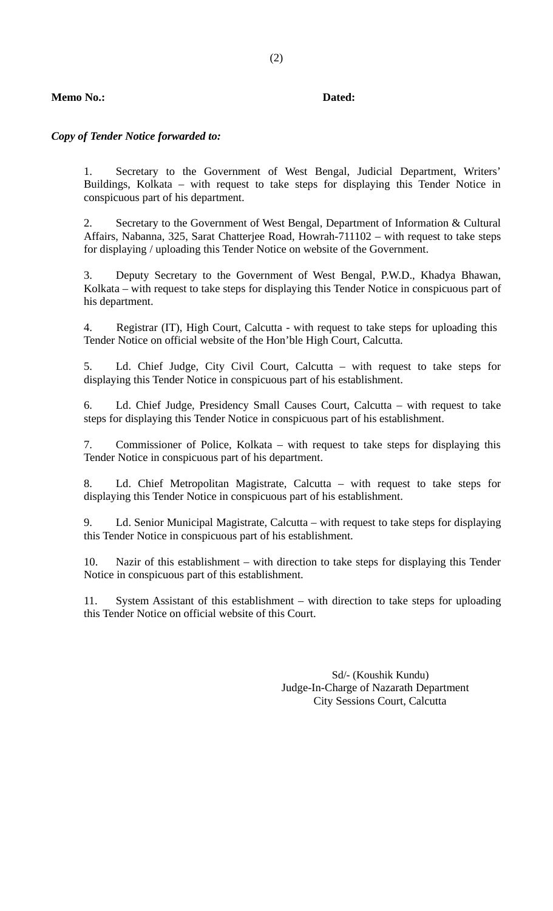**Memo No.:** **Dated:**

***Copy of Tender Notice forwarded to:***

1. Secretary to the Government of West Bengal, Judicial Department, Writers' Buildings, Kolkata – with request to take steps for displaying this Tender Notice in conspicuous part of his department.

2. Secretary to the Government of West Bengal, Department of Information & Cultural Affairs, Nabanna, 325, Sarat Chatterjee Road, Howrah-711102 – with request to take steps for displaying / uploading this Tender Notice on website of the Government.

3. Deputy Secretary to the Government of West Bengal, P.W.D., Khadya Bhawan, Kolkata – with request to take steps for displaying this Tender Notice in conspicuous part of his department.

4. Registrar (IT), High Court, Calcutta - with request to take steps for uploading this Tender Notice on official website of the Hon'ble High Court, Calcutta.

5. Ld. Chief Judge, City Civil Court, Calcutta – with request to take steps for displaying this Tender Notice in conspicuous part of his establishment.

6. Ld. Chief Judge, Presidency Small Causes Court, Calcutta – with request to take steps for displaying this Tender Notice in conspicuous part of his establishment.

7. Commissioner of Police, Kolkata – with request to take steps for displaying this Tender Notice in conspicuous part of his department.

8. Ld. Chief Metropolitan Magistrate, Calcutta – with request to take steps for displaying this Tender Notice in conspicuous part of his establishment.

9. Ld. Senior Municipal Magistrate, Calcutta – with request to take steps for displaying this Tender Notice in conspicuous part of his establishment.

10. Nazir of this establishment – with direction to take steps for displaying this Tender Notice in conspicuous part of this establishment.

11. System Assistant of this establishment – with direction to take steps for uploading this Tender Notice on official website of this Court.

Sd/- (Koushik Kundu)
Judge-In-Charge of Nazarath Department
City Sessions Court, Calcutta